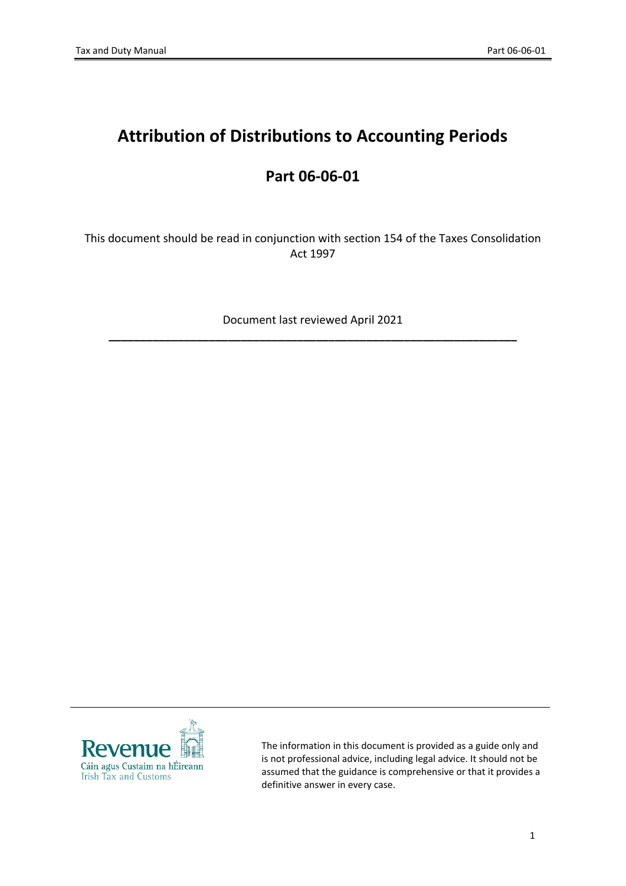# Attribution of Distributions to Accounting Periods

## Part 06-06-01

This document should be read in conjunction with section 154 of the Taxes Consolidation Act 1997

Document last reviewed April 2021

---

The information in this document is provided as a guide only and is not professional advice, including legal advice. It should not be assumed that the guidance is comprehensive or that it provides a definitive answer in every case.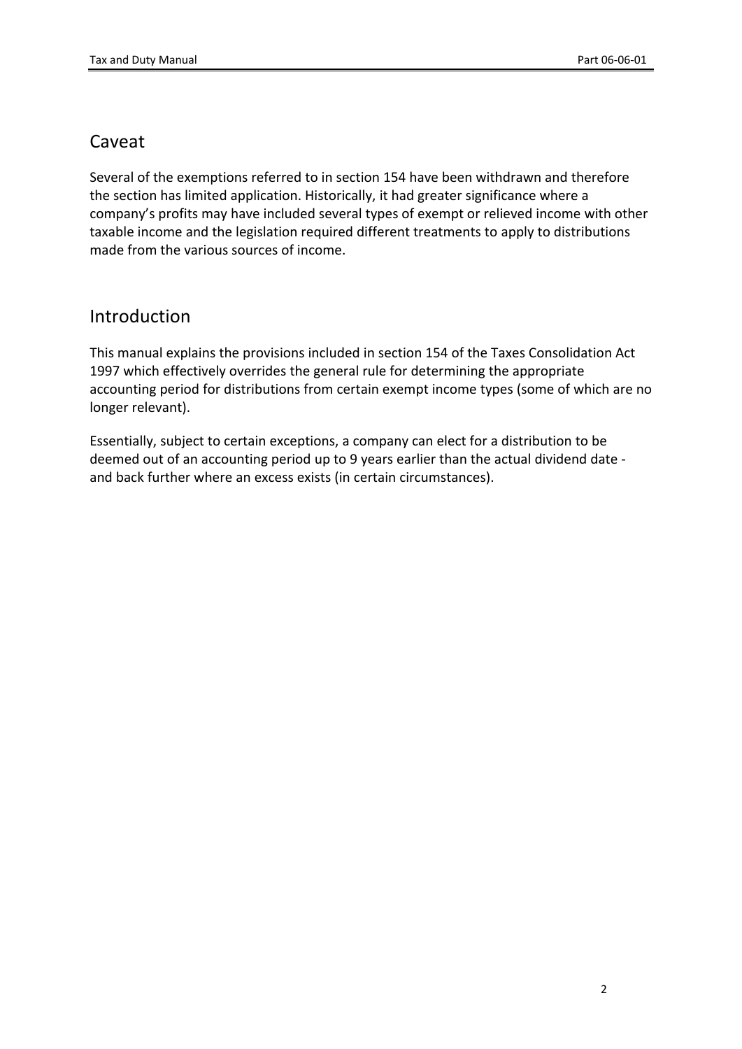## Caveat

Several of the exemptions referred to in section 154 have been withdrawn and therefore the section has limited application. Historically, it had greater significance where a company's profits may have included several types of exempt or relieved income with other taxable income and the legislation required different treatments to apply to distributions made from the various sources of income.

## Introduction

This manual explains the provisions included in section 154 of the Taxes Consolidation Act 1997 which effectively overrides the general rule for determining the appropriate accounting period for distributions from certain exempt income types (some of which are no longer relevant).

Essentially, subject to certain exceptions, a company can elect for a distribution to be deemed out of an accounting period up to 9 years earlier than the actual dividend date - and back further where an excess exists (in certain circumstances).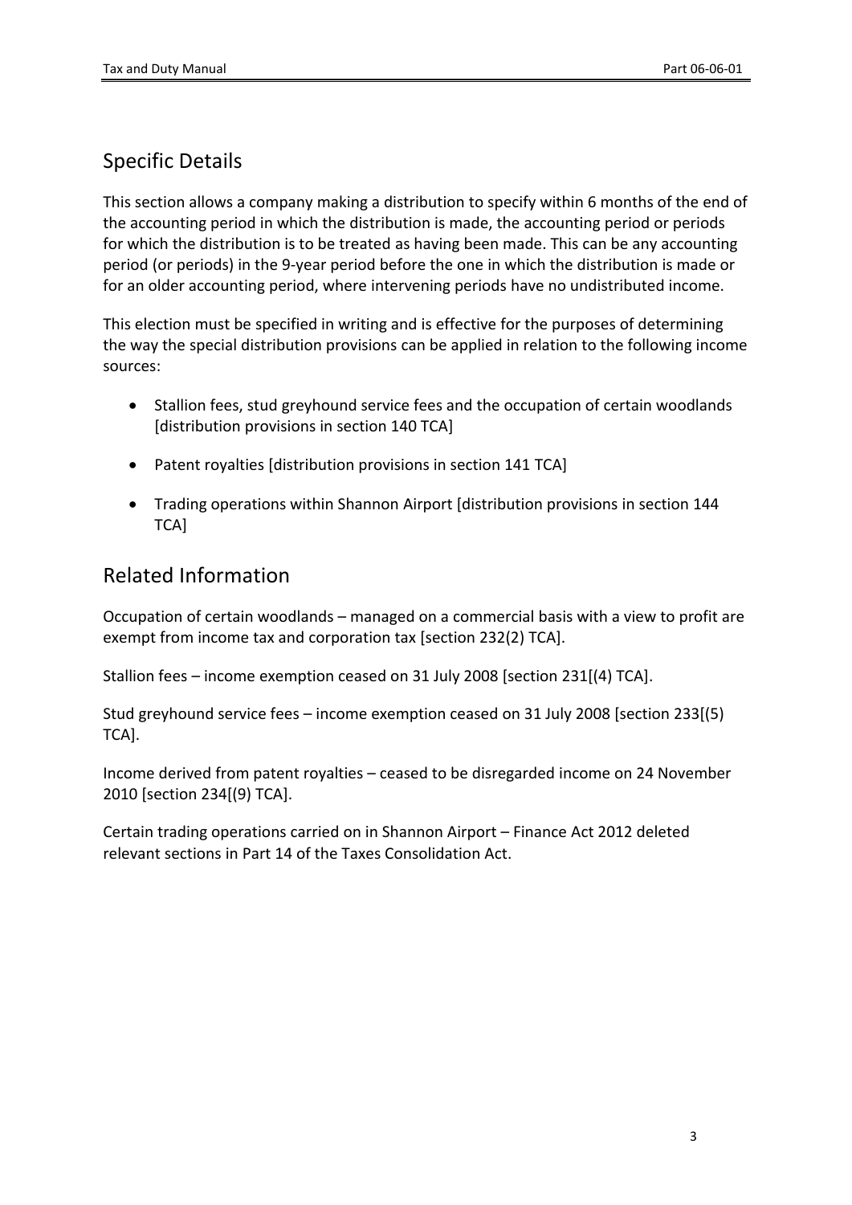## Specific Details

This section allows a company making a distribution to specify within 6 months of the end of the accounting period in which the distribution is made, the accounting period or periods for which the distribution is to be treated as having been made. This can be any accounting period (or periods) in the 9-year period before the one in which the distribution is made or for an older accounting period, where intervening periods have no undistributed income.

This election must be specified in writing and is effective for the purposes of determining the way the special distribution provisions can be applied in relation to the following income sources:

- Stallion fees, stud greyhound service fees and the occupation of certain woodlands [distribution provisions in section 140 TCA]
- Patent royalties [distribution provisions in section 141 TCA]
- Trading operations within Shannon Airport [distribution provisions in section 144 TCA]

## Related Information

Occupation of certain woodlands – managed on a commercial basis with a view to profit are exempt from income tax and corporation tax [section 232(2) TCA].

Stallion fees – income exemption ceased on 31 July 2008 [section 231[(4) TCA].

Stud greyhound service fees – income exemption ceased on 31 July 2008 [section 233[(5) TCA].

Income derived from patent royalties – ceased to be disregarded income on 24 November 2010 [section 234[(9) TCA].

Certain trading operations carried on in Shannon Airport – Finance Act 2012 deleted relevant sections in Part 14 of the Taxes Consolidation Act.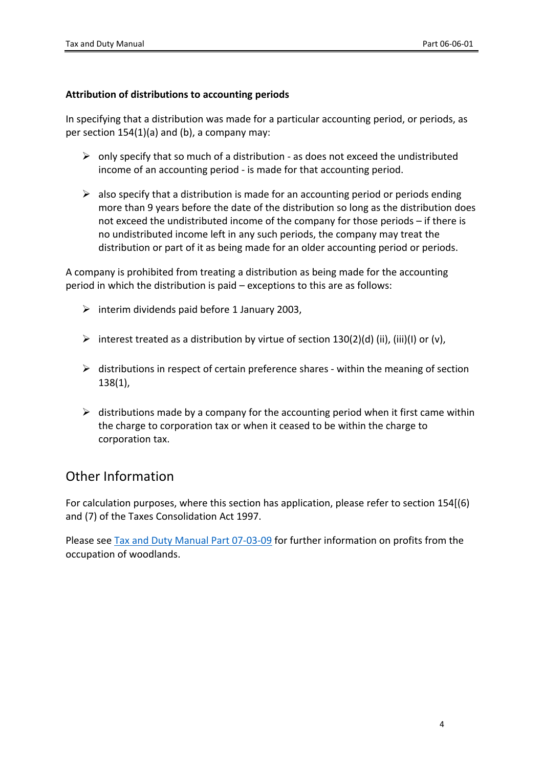**Attribution of distributions to accounting periods**

In specifying that a distribution was made for a particular accounting period, or periods, as per section 154(1)(a) and (b), a company may:

- only specify that so much of a distribution - as does not exceed the undistributed income of an accounting period - is made for that accounting period.
- also specify that a distribution is made for an accounting period or periods ending more than 9 years before the date of the distribution so long as the distribution does not exceed the undistributed income of the company for those periods – if there is no undistributed income left in any such periods, the company may treat the distribution or part of it as being made for an older accounting period or periods.

A company is prohibited from treating a distribution as being made for the accounting period in which the distribution is paid – exceptions to this are as follows:

- interim dividends paid before 1 January 2003,
- interest treated as a distribution by virtue of section 130(2)(d) (ii), (iii)(I) or (v),
- distributions in respect of certain preference shares - within the meaning of section 138(1),
- distributions made by a company for the accounting period when it first came within the charge to corporation tax or when it ceased to be within the charge to corporation tax.

## Other Information

For calculation purposes, where this section has application, please refer to section 154[(6) and (7) of the Taxes Consolidation Act 1997.

Please see Tax and Duty Manual Part 07-03-09 for further information on profits from the occupation of woodlands.